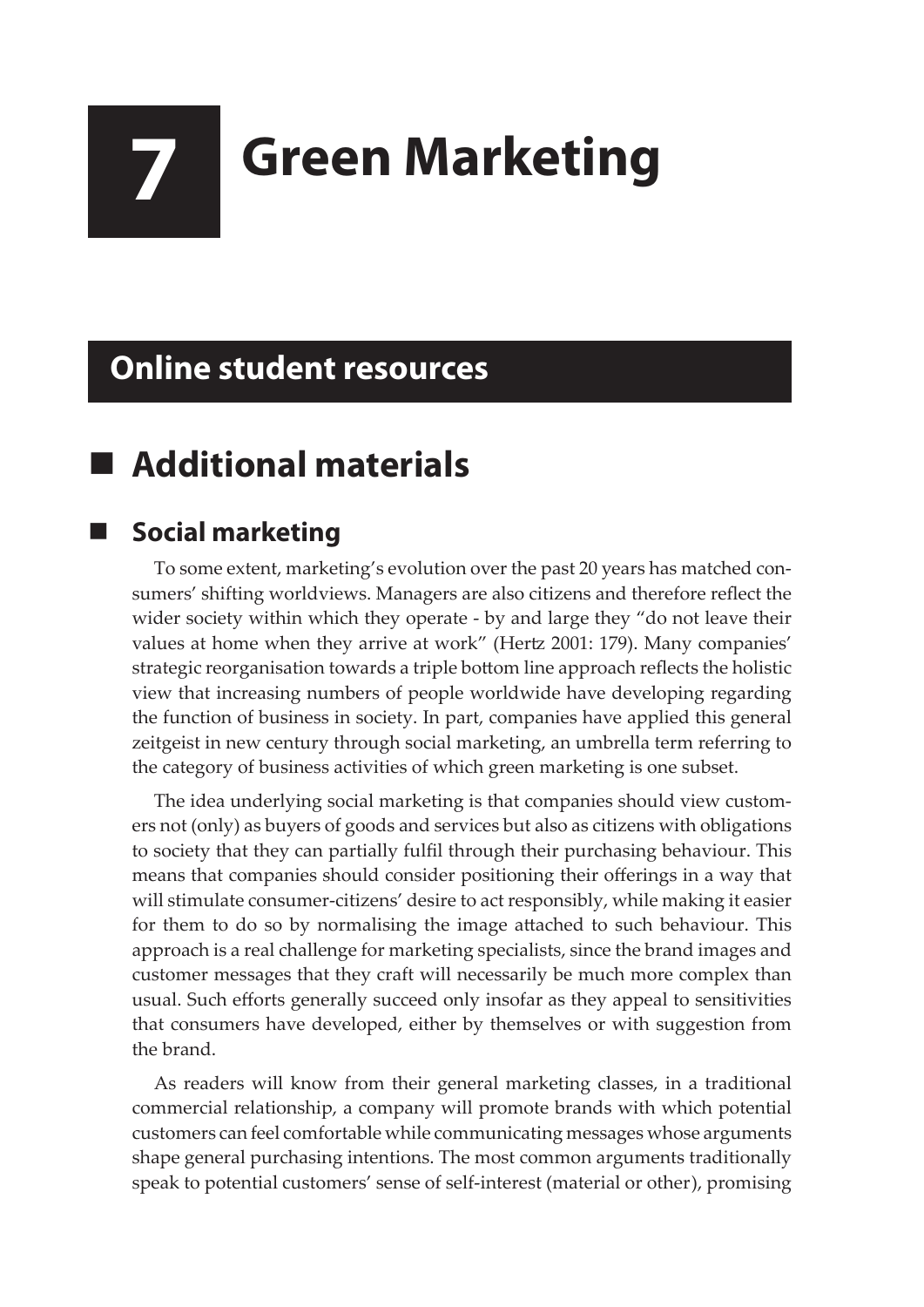# 7 Green Marketing

## Online student resources

## Additional materials

### Social marketing

To some extent, marketing's evolution over the past 20 years has matched consumers' shifting worldviews. Managers are also citizens and therefore reflect the wider society within which they operate - by and large they "do not leave their values at home when they arrive at work" (Hertz 2001: 179). Many companies' strategic reorganisation towards a triple bottom line approach reflects the holistic view that increasing numbers of people worldwide have developing regarding the function of business in society. In part, companies have applied this general zeitgeist in new century through social marketing, an umbrella term referring to the category of business activities of which green marketing is one subset.

The idea underlying social marketing is that companies should view customers not (only) as buyers of goods and services but also as citizens with obligations to society that they can partially fulfil through their purchasing behaviour. This means that companies should consider positioning their offerings in a way that will stimulate consumer-citizens' desire to act responsibly, while making it easier for them to do so by normalising the image attached to such behaviour. This approach is a real challenge for marketing specialists, since the brand images and customer messages that they craft will necessarily be much more complex than usual. Such efforts generally succeed only insofar as they appeal to sensitivities that consumers have developed, either by themselves or with suggestion from the brand.

As readers will know from their general marketing classes, in a traditional commercial relationship, a company will promote brands with which potential customers can feel comfortable while communicating messages whose arguments shape general purchasing intentions. The most common arguments traditionally speak to potential customers' sense of self-interest (material or other), promising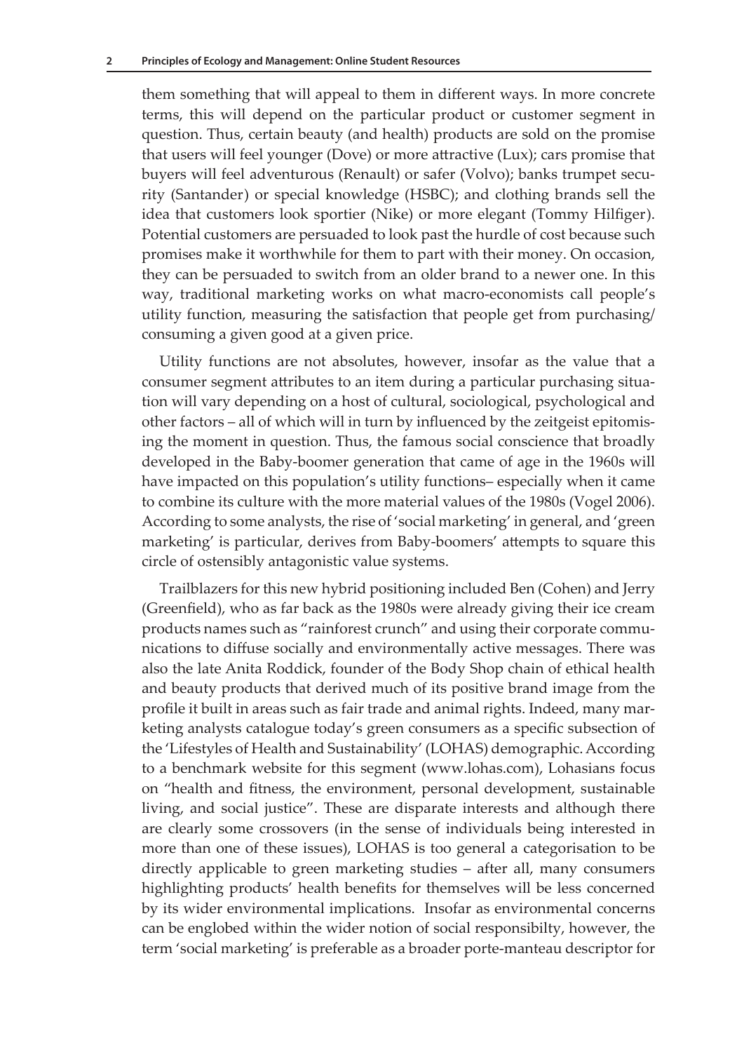them something that will appeal to them in different ways. In more concrete terms, this will depend on the particular product or customer segment in question. Thus, certain beauty (and health) products are sold on the promise that users will feel younger (Dove) or more attractive (Lux); cars promise that buyers will feel adventurous (Renault) or safer (Volvo); banks trumpet security (Santander) or special knowledge (HSBC); and clothing brands sell the idea that customers look sportier (Nike) or more elegant (Tommy Hilfiger). Potential customers are persuaded to look past the hurdle of cost because such promises make it worthwhile for them to part with their money. On occasion, they can be persuaded to switch from an older brand to a newer one. In this way, traditional marketing works on what macro-economists call people's utility function, measuring the satisfaction that people get from purchasing/ consuming a given good at a given price.

Utility functions are not absolutes, however, insofar as the value that a consumer segment attributes to an item during a particular purchasing situation will vary depending on a host of cultural, sociological, psychological and other factors – all of which will in turn by influenced by the zeitgeist epitomising the moment in question. Thus, the famous social conscience that broadly developed in the Baby-boomer generation that came of age in the 1960s will have impacted on this population's utility functions– especially when it came to combine its culture with the more material values of the 1980s (Vogel 2006). According to some analysts, the rise of 'social marketing' in general, and 'green marketing' is particular, derives from Baby-boomers' attempts to square this circle of ostensibly antagonistic value systems.

Trailblazers for this new hybrid positioning included Ben (Cohen) and Jerry (Greenfield), who as far back as the 1980s were already giving their ice cream products names such as "rainforest crunch" and using their corporate communications to diffuse socially and environmentally active messages. There was also the late Anita Roddick, founder of the Body Shop chain of ethical health and beauty products that derived much of its positive brand image from the profile it built in areas such as fair trade and animal rights. Indeed, many marketing analysts catalogue today's green consumers as a specific subsection of the 'Lifestyles of Health and Sustainability' (LOHAS) demographic. According to a benchmark website for this segment (www.lohas.com), Lohasians focus on "health and fitness, the environment, personal development, sustainable living, and social justice". These are disparate interests and although there are clearly some crossovers (in the sense of individuals being interested in more than one of these issues), LOHAS is too general a categorisation to be directly applicable to green marketing studies – after all, many consumers highlighting products' health benefits for themselves will be less concerned by its wider environmental implications. Insofar as environmental concerns can be englobed within the wider notion of social responsibilty, however, the term 'social marketing' is preferable as a broader porte-manteau descriptor for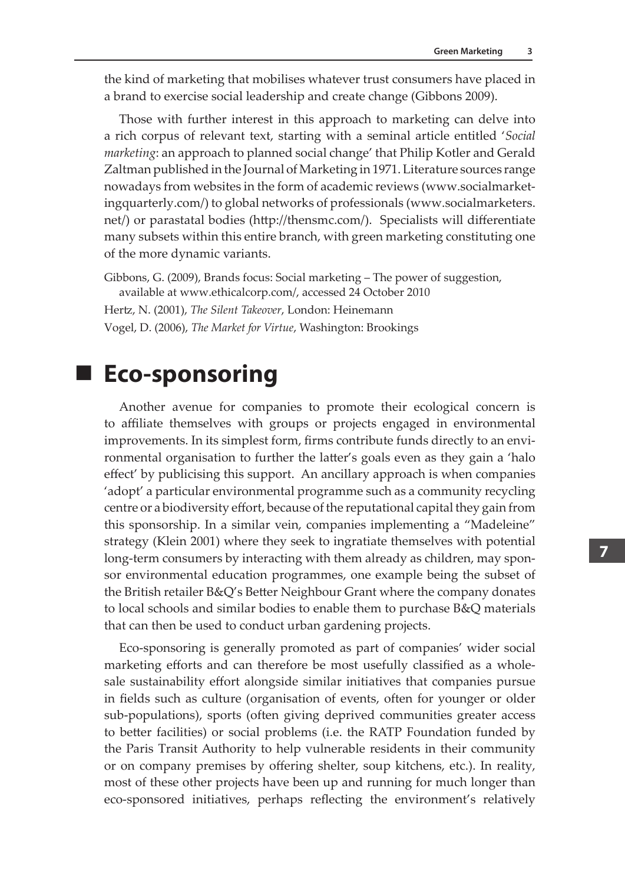the kind of marketing that mobilises whatever trust consumers have placed in a brand to exercise social leadership and create change (Gibbons 2009).

Those with further interest in this approach to marketing can delve into a rich corpus of relevant text, starting with a seminal article entitled '*Social marketing*: an approach to planned social change' that Philip Kotler and Gerald Zaltman published in the Journal of Marketing in 1971. Literature sources range nowadays from websites in the form of academic reviews (www.socialmarketingquarterly.com/) to global networks of professionals (www.socialmarketers.net/) or parastatal bodies (http://thensmc.com/). Specialists will differentiate many subsets within this entire branch, with green marketing constituting one of the more dynamic variants.

Gibbons, G. (2009), Brands focus: Social marketing – The power of suggestion, available at www.ethicalcorp.com/, accessed 24 October 2010

Hertz, N. (2001), *The Silent Takeover*, London: Heinemann

Vogel, D. (2006), *The Market for Virtue*, Washington: Brookings

## Eco-sponsoring

Another avenue for companies to promote their ecological concern is to affiliate themselves with groups or projects engaged in environmental improvements. In its simplest form, firms contribute funds directly to an environmental organisation to further the latter's goals even as they gain a 'halo effect' by publicising this support. An ancillary approach is when companies 'adopt' a particular environmental programme such as a community recycling centre or a biodiversity effort, because of the reputational capital they gain from this sponsorship. In a similar vein, companies implementing a "Madeleine" strategy (Klein 2001) where they seek to ingratiate themselves with potential long-term consumers by interacting with them already as children, may sponsor environmental education programmes, one example being the subset of the British retailer B&Q's Better Neighbour Grant where the company donates to local schools and similar bodies to enable them to purchase B&Q materials that can then be used to conduct urban gardening projects.

Eco-sponsoring is generally promoted as part of companies' wider social marketing efforts and can therefore be most usefully classified as a wholesale sustainability effort alongside similar initiatives that companies pursue in fields such as culture (organisation of events, often for younger or older sub-populations), sports (often giving deprived communities greater access to better facilities) or social problems (i.e. the RATP Foundation funded by the Paris Transit Authority to help vulnerable residents in their community or on company premises by offering shelter, soup kitchens, etc.). In reality, most of these other projects have been up and running for much longer than eco-sponsored initiatives, perhaps reflecting the environment's relatively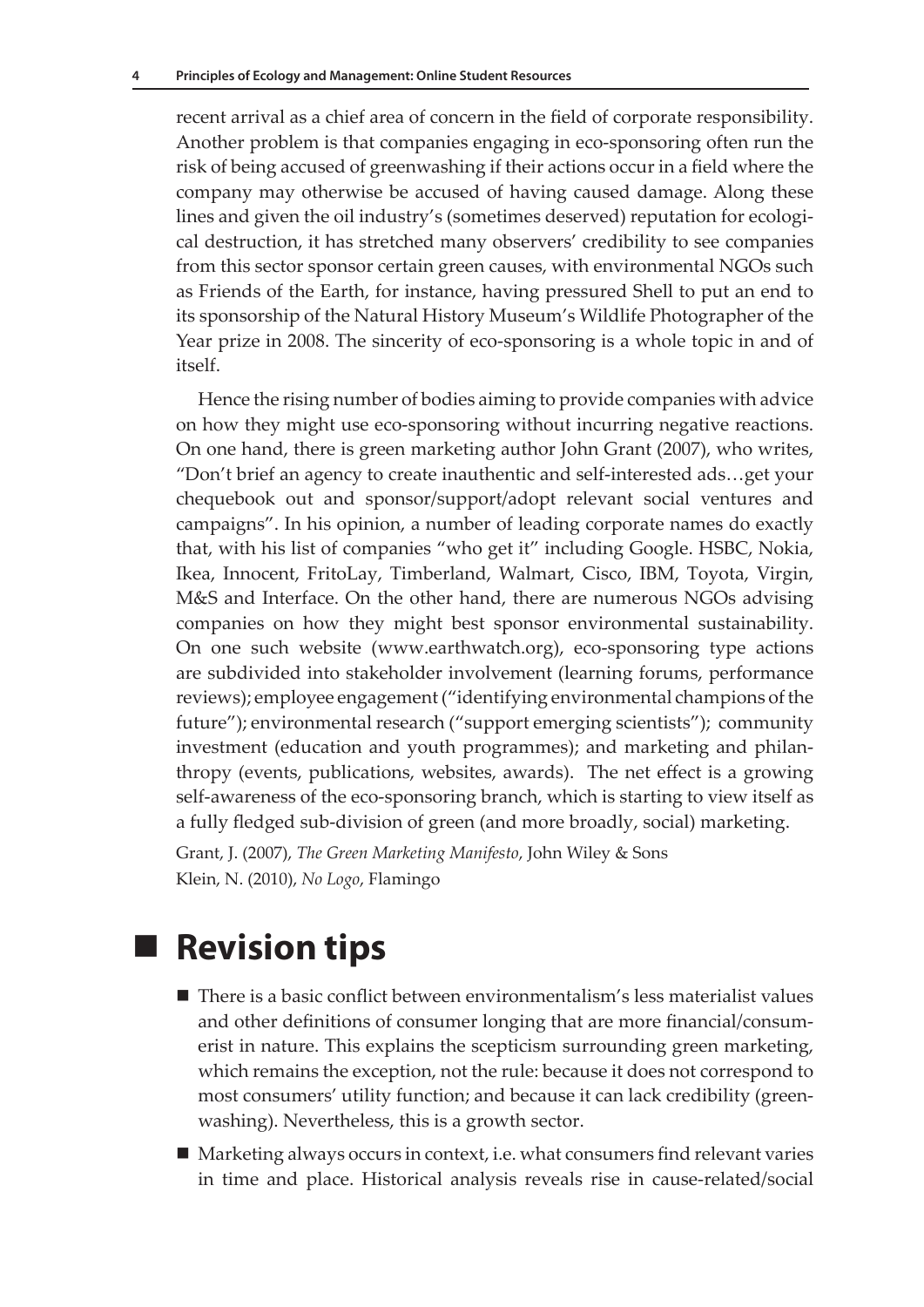recent arrival as a chief area of concern in the field of corporate responsibility. Another problem is that companies engaging in eco-sponsoring often run the risk of being accused of greenwashing if their actions occur in a field where the company may otherwise be accused of having caused damage. Along these lines and given the oil industry's (sometimes deserved) reputation for ecological destruction, it has stretched many observers' credibility to see companies from this sector sponsor certain green causes, with environmental NGOs such as Friends of the Earth, for instance, having pressured Shell to put an end to its sponsorship of the Natural History Museum's Wildlife Photographer of the Year prize in 2008. The sincerity of eco-sponsoring is a whole topic in and of itself.

Hence the rising number of bodies aiming to provide companies with advice on how they might use eco-sponsoring without incurring negative reactions. On one hand, there is green marketing author John Grant (2007), who writes, "Don't brief an agency to create inauthentic and self-interested ads…get your chequebook out and sponsor/support/adopt relevant social ventures and campaigns". In his opinion, a number of leading corporate names do exactly that, with his list of companies "who get it" including Google. HSBC, Nokia, Ikea, Innocent, FritoLay, Timberland, Walmart, Cisco, IBM, Toyota, Virgin, M&S and Interface. On the other hand, there are numerous NGOs advising companies on how they might best sponsor environmental sustainability. On one such website (www.earthwatch.org), eco-sponsoring type actions are subdivided into stakeholder involvement (learning forums, performance reviews); employee engagement ("identifying environmental champions of the future"); environmental research ("support emerging scientists"); community investment (education and youth programmes); and marketing and philanthropy (events, publications, websites, awards). The net effect is a growing self-awareness of the eco-sponsoring branch, which is starting to view itself as a fully fledged sub-division of green (and more broadly, social) marketing.

Grant, J. (2007), *The Green Marketing Manifesto*, John Wiley & Sons

Klein, N. (2010), *No Logo*, Flamingo

# Revision tips

- There is a basic conflict between environmentalism's less materialist values and other definitions of consumer longing that are more financial/consumerist in nature. This explains the scepticism surrounding green marketing, which remains the exception, not the rule: because it does not correspond to most consumers' utility function; and because it can lack credibility (greenwashing). Nevertheless, this is a growth sector.
- Marketing always occurs in context, i.e. what consumers find relevant varies in time and place. Historical analysis reveals rise in cause-related/social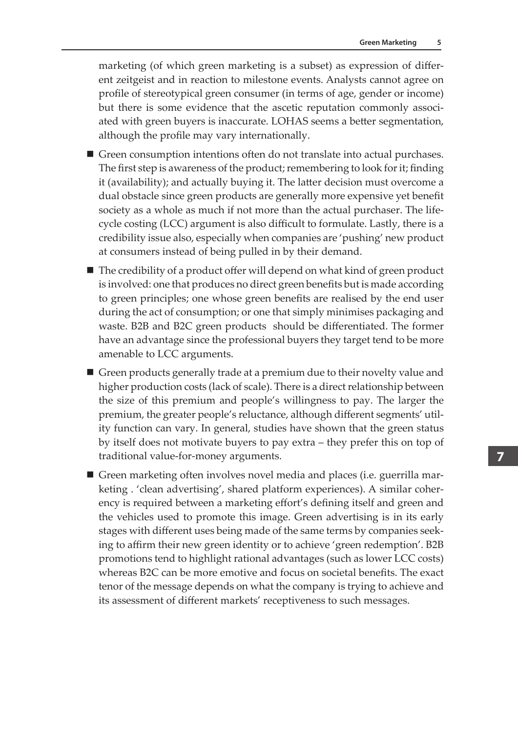marketing (of which green marketing is a subset) as expression of different zeitgeist and in reaction to milestone events. Analysts cannot agree on profile of stereotypical green consumer (in terms of age, gender or income) but there is some evidence that the ascetic reputation commonly associated with green buyers is inaccurate. LOHAS seems a better segmentation, although the profile may vary internationally.

- Green consumption intentions often do not translate into actual purchases. The first step is awareness of the product; remembering to look for it; finding it (availability); and actually buying it. The latter decision must overcome a dual obstacle since green products are generally more expensive yet benefit society as a whole as much if not more than the actual purchaser. The life-cycle costing (LCC) argument is also difficult to formulate. Lastly, there is a credibility issue also, especially when companies are 'pushing' new product at consumers instead of being pulled in by their demand.
- The credibility of a product offer will depend on what kind of green product is involved: one that produces no direct green benefits but is made according to green principles; one whose green benefits are realised by the end user during the act of consumption; or one that simply minimises packaging and waste. B2B and B2C green products should be differentiated. The former have an advantage since the professional buyers they target tend to be more amenable to LCC arguments.
- Green products generally trade at a premium due to their novelty value and higher production costs (lack of scale). There is a direct relationship between the size of this premium and people's willingness to pay. The larger the premium, the greater people's reluctance, although different segments' utility function can vary. In general, studies have shown that the green status by itself does not motivate buyers to pay extra – they prefer this on top of traditional value-for-money arguments.
- Green marketing often involves novel media and places (i.e. guerrilla marketing . 'clean advertising', shared platform experiences). A similar coherency is required between a marketing effort's defining itself and green and the vehicles used to promote this image. Green advertising is in its early stages with different uses being made of the same terms by companies seeking to affirm their new green identity or to achieve 'green redemption'. B2B promotions tend to highlight rational advantages (such as lower LCC costs) whereas B2C can be more emotive and focus on societal benefits. The exact tenor of the message depends on what the company is trying to achieve and its assessment of different markets' receptiveness to such messages.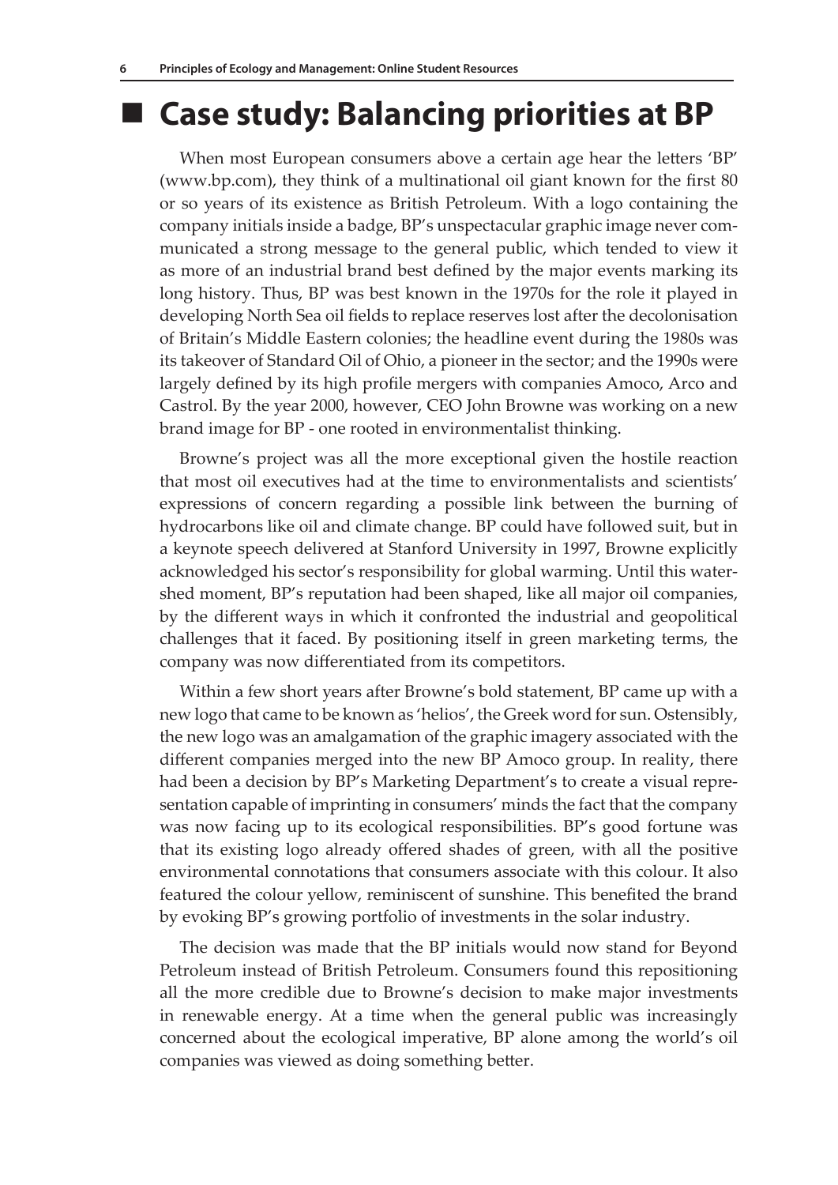# Case study: Balancing priorities at BP

When most European consumers above a certain age hear the letters 'BP' (www.bp.com), they think of a multinational oil giant known for the first 80 or so years of its existence as British Petroleum. With a logo containing the company initials inside a badge, BP's unspectacular graphic image never communicated a strong message to the general public, which tended to view it as more of an industrial brand best defined by the major events marking its long history. Thus, BP was best known in the 1970s for the role it played in developing North Sea oil fields to replace reserves lost after the decolonisation of Britain's Middle Eastern colonies; the headline event during the 1980s was its takeover of Standard Oil of Ohio, a pioneer in the sector; and the 1990s were largely defined by its high profile mergers with companies Amoco, Arco and Castrol. By the year 2000, however, CEO John Browne was working on a new brand image for BP - one rooted in environmentalist thinking.

Browne's project was all the more exceptional given the hostile reaction that most oil executives had at the time to environmentalists and scientists' expressions of concern regarding a possible link between the burning of hydrocarbons like oil and climate change. BP could have followed suit, but in a keynote speech delivered at Stanford University in 1997, Browne explicitly acknowledged his sector's responsibility for global warming. Until this watershed moment, BP's reputation had been shaped, like all major oil companies, by the different ways in which it confronted the industrial and geopolitical challenges that it faced. By positioning itself in green marketing terms, the company was now differentiated from its competitors.

Within a few short years after Browne's bold statement, BP came up with a new logo that came to be known as 'helios', the Greek word for sun. Ostensibly, the new logo was an amalgamation of the graphic imagery associated with the different companies merged into the new BP Amoco group. In reality, there had been a decision by BP's Marketing Department's to create a visual representation capable of imprinting in consumers' minds the fact that the company was now facing up to its ecological responsibilities. BP's good fortune was that its existing logo already offered shades of green, with all the positive environmental connotations that consumers associate with this colour. It also featured the colour yellow, reminiscent of sunshine. This benefited the brand by evoking BP's growing portfolio of investments in the solar industry.

The decision was made that the BP initials would now stand for Beyond Petroleum instead of British Petroleum. Consumers found this repositioning all the more credible due to Browne's decision to make major investments in renewable energy. At a time when the general public was increasingly concerned about the ecological imperative, BP alone among the world's oil companies was viewed as doing something better.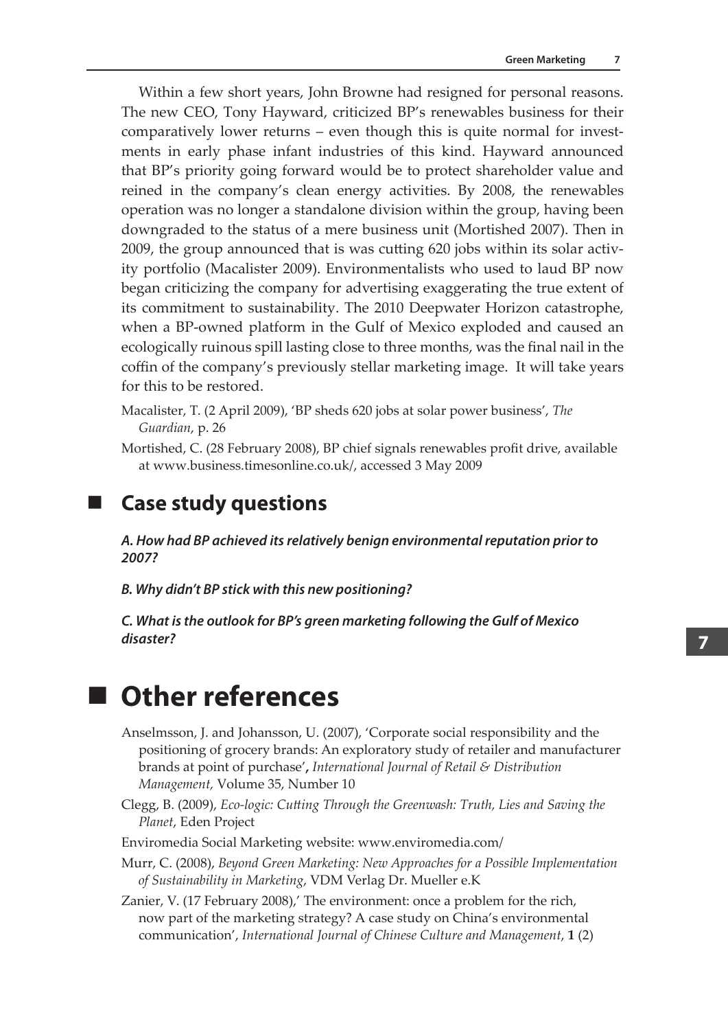Within a few short years, John Browne had resigned for personal reasons. The new CEO, Tony Hayward, criticized BP's renewables business for their comparatively lower returns – even though this is quite normal for investments in early phase infant industries of this kind. Hayward announced that BP's priority going forward would be to protect shareholder value and reined in the company's clean energy activities. By 2008, the renewables operation was no longer a standalone division within the group, having been downgraded to the status of a mere business unit (Mortished 2007). Then in 2009, the group announced that is was cutting 620 jobs within its solar activity portfolio (Macalister 2009). Environmentalists who used to laud BP now began criticizing the company for advertising exaggerating the true extent of its commitment to sustainability. The 2010 Deepwater Horizon catastrophe, when a BP-owned platform in the Gulf of Mexico exploded and caused an ecologically ruinous spill lasting close to three months, was the final nail in the coffin of the company's previously stellar marketing image. It will take years for this to be restored.

Macalister, T. (2 April 2009), 'BP sheds 620 jobs at solar power business', *The Guardian*, p. 26

Mortished, C. (28 February 2008), BP chief signals renewables profit drive, available at www.business.timesonline.co.uk/, accessed 3 May 2009

## Case study questions

***A. How had BP achieved its relatively benign environmental reputation prior to 2007?***

***B. Why didn't BP stick with this new positioning?***

***C. What is the outlook for BP's green marketing following the Gulf of Mexico disaster?***

# Other references

Anselmsson, J. and Johansson, U. (2007), 'Corporate social responsibility and the positioning of grocery brands: An exploratory study of retailer and manufacturer brands at point of purchase'**,** *International Journal of Retail & Distribution Management,* Volume 35, Number 10

Clegg, B. (2009), *Eco-logic: Cutting Through the Greenwash: Truth, Lies and Saving the Planet*, Eden Project

Enviromedia Social Marketing website: www.enviromedia.com/

Murr, C. (2008), *Beyond Green Marketing: New Approaches for a Possible Implementation of Sustainability in Marketing,* VDM Verlag Dr. Mueller e.K

Zanier, V. (17 February 2008),' The environment: once a problem for the rich, now part of the marketing strategy? A case study on China's environmental communication', *International Journal of Chinese Culture and Management*, **1** (2)